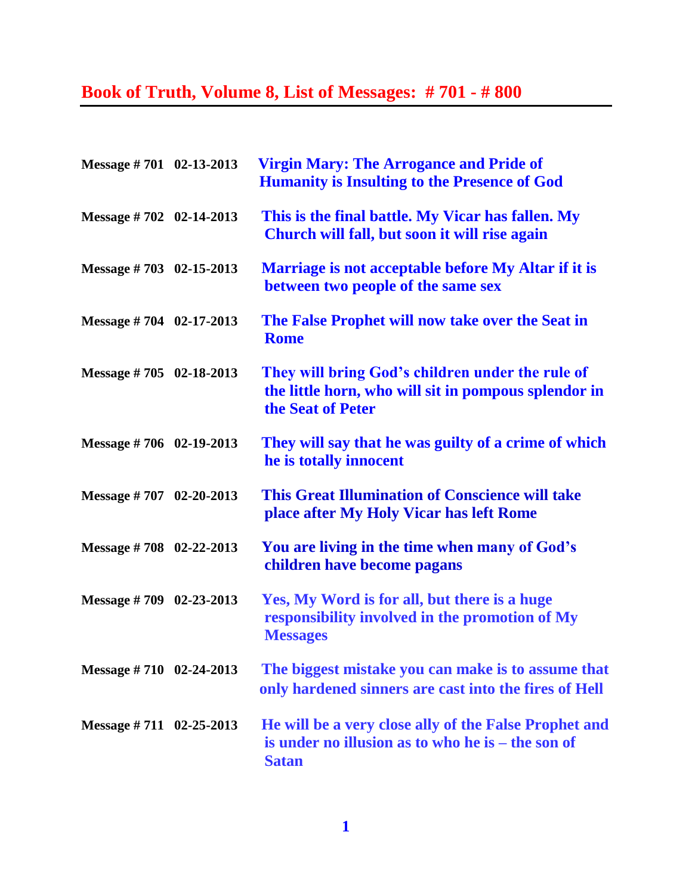# Book of Truth, Volume 8, List of Messages: # 701 - # 800

| | | |
|---|---|---|
| Message # 701 | 02-13-2013 | Virgin Mary: The Arrogance and Pride of Humanity is Insulting to the Presence of God |
| Message # 702 | 02-14-2013 | This is the final battle. My Vicar has fallen. My Church will fall, but soon it will rise again |
| Message # 703 | 02-15-2013 | Marriage is not acceptable before My Altar if it is between two people of the same sex |
| Message # 704 | 02-17-2013 | The False Prophet will now take over the Seat in Rome |
| Message # 705 | 02-18-2013 | They will bring God's children under the rule of the little horn, who will sit in pompous splendor in the Seat of Peter |
| Message # 706 | 02-19-2013 | They will say that he was guilty of a crime of which he is totally innocent |
| Message # 707 | 02-20-2013 | This Great Illumination of Conscience will take place after My Holy Vicar has left Rome |
| Message # 708 | 02-22-2013 | You are living in the time when many of God's children have become pagans |
| Message # 709 | 02-23-2013 | Yes, My Word is for all, but there is a huge responsibility involved in the promotion of My Messages |
| Message # 710 | 02-24-2013 | The biggest mistake you can make is to assume that only hardened sinners are cast into the fires of Hell |
| Message # 711 | 02-25-2013 | He will be a very close ally of the False Prophet and is under no illusion as to who he is – the son of Satan |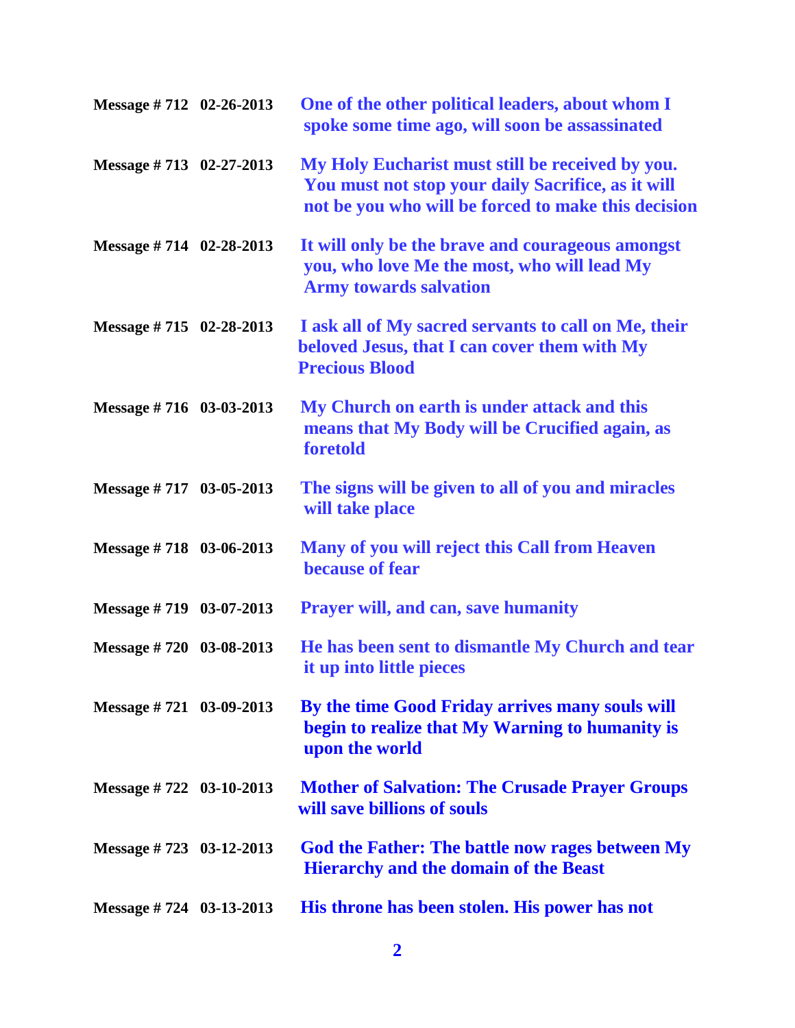**Message # 712 02-26-2013** **One of the other political leaders, about whom I spoke some time ago, will soon be assassinated**

**Message # 713 02-27-2013** **My Holy Eucharist must still be received by you. You must not stop your daily Sacrifice, as it will not be you who will be forced to make this decision**

**Message # 714 02-28-2013** **It will only be the brave and courageous amongst you, who love Me the most, who will lead My Army towards salvation**

**Message # 715 02-28-2013** **I ask all of My sacred servants to call on Me, their beloved Jesus, that I can cover them with My Precious Blood**

**Message # 716 03-03-2013** **My Church on earth is under attack and this means that My Body will be Crucified again, as foretold**

**Message # 717 03-05-2013** **The signs will be given to all of you and miracles will take place**

**Message # 718 03-06-2013** **Many of you will reject this Call from Heaven because of fear**

**Message # 719 03-07-2013** **Prayer will, and can, save humanity**

**Message # 720 03-08-2013** **He has been sent to dismantle My Church and tear it up into little pieces**

**Message # 721 03-09-2013** **By the time Good Friday arrives many souls will begin to realize that My Warning to humanity is upon the world**

**Message # 722 03-10-2013** **Mother of Salvation: The Crusade Prayer Groups will save billions of souls**

**Message # 723 03-12-2013** **God the Father: The battle now rages between My Hierarchy and the domain of the Beast**

**Message # 724 03-13-2013** **His throne has been stolen. His power has not**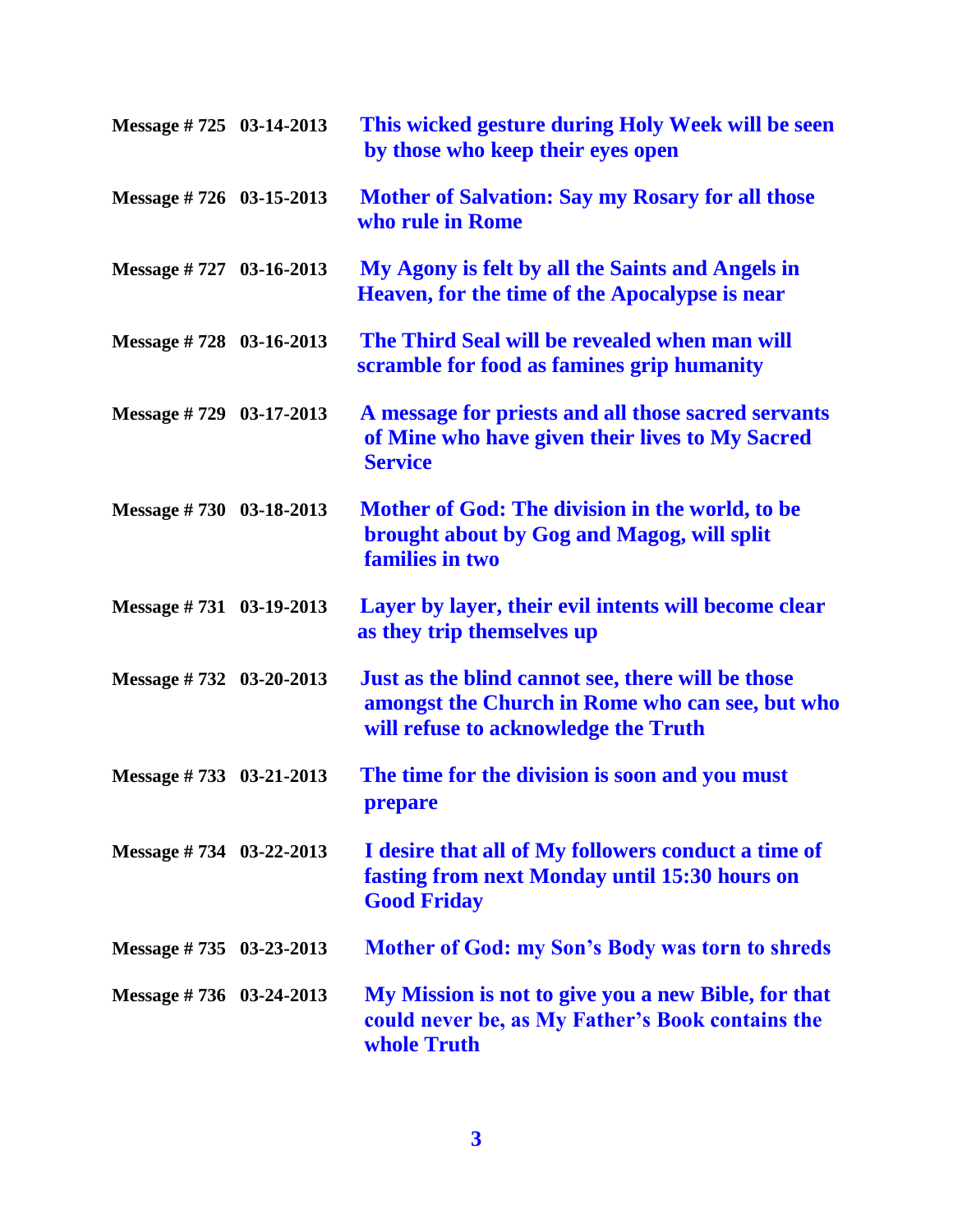| | | |
|---|---|---|
| **Message # 725** | **03-14-2013** | **This wicked gesture during Holy Week will be seen by those who keep their eyes open** |
| **Message # 726** | **03-15-2013** | **Mother of Salvation: Say my Rosary for all those who rule in Rome** |
| **Message # 727** | **03-16-2013** | **My Agony is felt by all the Saints and Angels in Heaven, for the time of the Apocalypse is near** |
| **Message # 728** | **03-16-2013** | **The Third Seal will be revealed when man will scramble for food as famines grip humanity** |
| **Message # 729** | **03-17-2013** | **A message for priests and all those sacred servants of Mine who have given their lives to My Sacred Service** |
| **Message # 730** | **03-18-2013** | **Mother of God: The division in the world, to be brought about by Gog and Magog, will split families in two** |
| **Message # 731** | **03-19-2013** | **Layer by layer, their evil intents will become clear as they trip themselves up** |
| **Message # 732** | **03-20-2013** | **Just as the blind cannot see, there will be those amongst the Church in Rome who can see, but who will refuse to acknowledge the Truth** |
| **Message # 733** | **03-21-2013** | **The time for the division is soon and you must prepare** |
| **Message # 734** | **03-22-2013** | **I desire that all of My followers conduct a time of fasting from next Monday until 15:30 hours on Good Friday** |
| **Message # 735** | **03-23-2013** | **Mother of God: my Son's Body was torn to shreds** |
| **Message # 736** | **03-24-2013** | **My Mission is not to give you a new Bible, for that could never be, as My Father's Book contains the whole Truth** |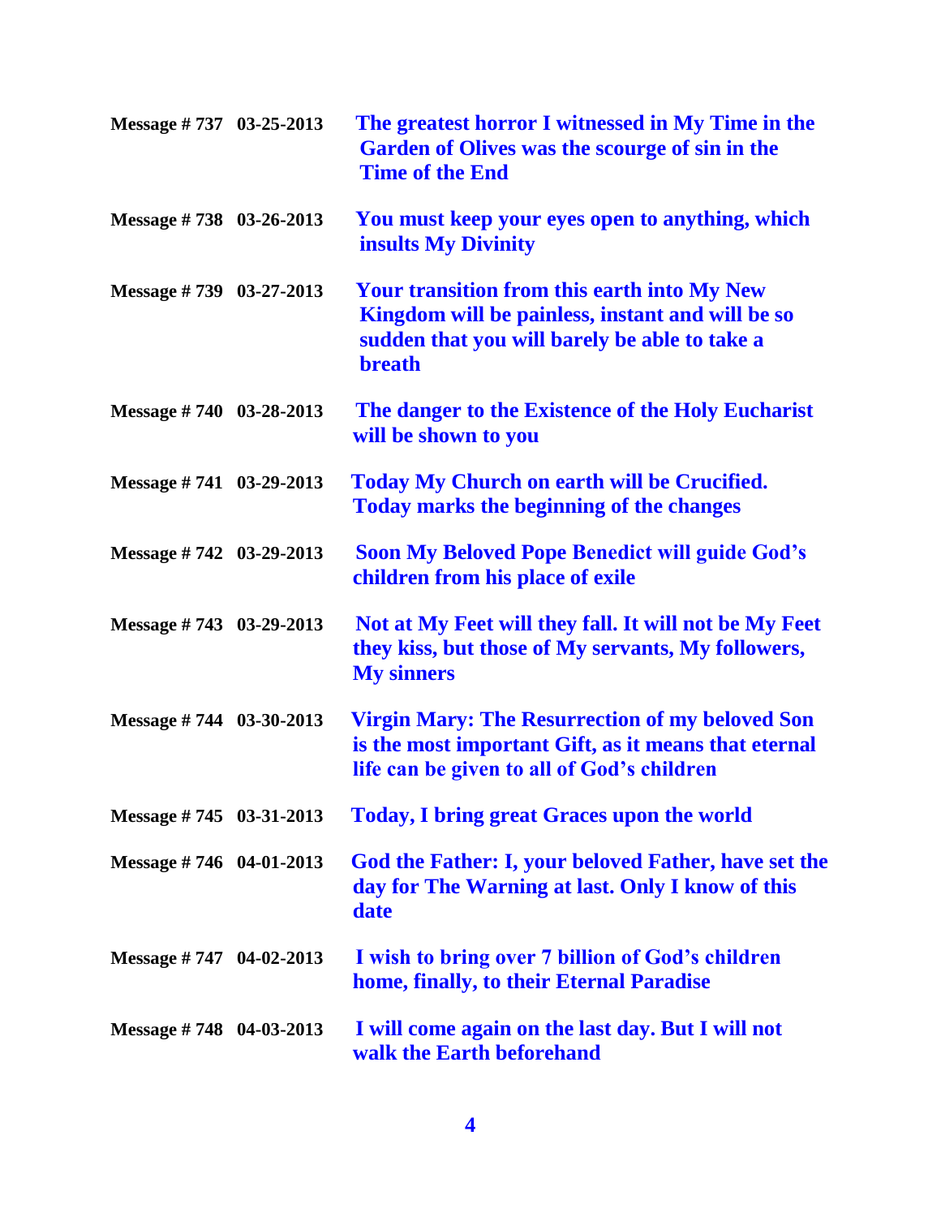| | | |
|---|---|---|
| **Message # 737** | **03-25-2013** | **The greatest horror I witnessed in My Time in the Garden of Olives was the scourge of sin in the Time of the End** |
| **Message # 738** | **03-26-2013** | **You must keep your eyes open to anything, which insults My Divinity** |
| **Message # 739** | **03-27-2013** | **Your transition from this earth into My New Kingdom will be painless, instant and will be so sudden that you will barely be able to take a breath** |
| **Message # 740** | **03-28-2013** | **The danger to the Existence of the Holy Eucharist will be shown to you** |
| **Message # 741** | **03-29-2013** | **Today My Church on earth will be Crucified. Today marks the beginning of the changes** |
| **Message # 742** | **03-29-2013** | **Soon My Beloved Pope Benedict will guide God's children from his place of exile** |
| **Message # 743** | **03-29-2013** | **Not at My Feet will they fall. It will not be My Feet they kiss, but those of My servants, My followers, My sinners** |
| **Message # 744** | **03-30-2013** | **Virgin Mary: The Resurrection of my beloved Son is the most important Gift, as it means that eternal life can be given to all of God's children** |
| **Message # 745** | **03-31-2013** | **Today, I bring great Graces upon the world** |
| **Message # 746** | **04-01-2013** | **God the Father: I, your beloved Father, have set the day for The Warning at last. Only I know of this date** |
| **Message # 747** | **04-02-2013** | **I wish to bring over 7 billion of God's children home, finally, to their Eternal Paradise** |
| **Message # 748** | **04-03-2013** | **I will come again on the last day. But I will not walk the Earth beforehand** |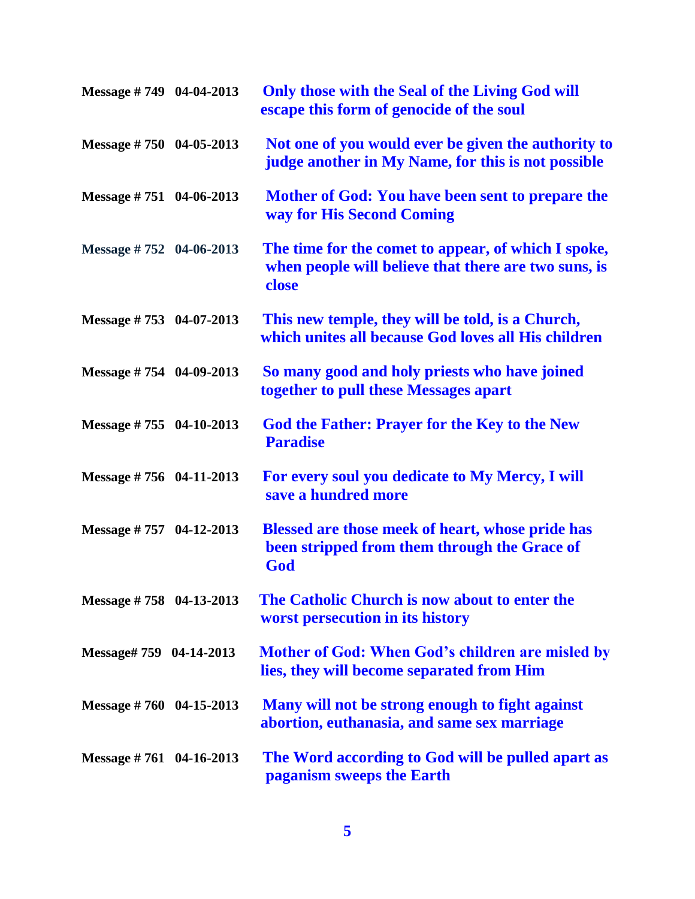| | | |
|---|---|---|
| **Message # 749** | **04-04-2013** | **Only those with the Seal of the Living God will escape this form of genocide of the soul** |
| **Message # 750** | **04-05-2013** | **Not one of you would ever be given the authority to judge another in My Name, for this is not possible** |
| **Message # 751** | **04-06-2013** | **Mother of God: You have been sent to prepare the way for His Second Coming** |
| **Message # 752** | **04-06-2013** | **The time for the comet to appear, of which I spoke, when people will believe that there are two suns, is close** |
| **Message # 753** | **04-07-2013** | **This new temple, they will be told, is a Church, which unites all because God loves all His children** |
| **Message # 754** | **04-09-2013** | **So many good and holy priests who have joined together to pull these Messages apart** |
| **Message # 755** | **04-10-2013** | **God the Father: Prayer for the Key to the New Paradise** |
| **Message # 756** | **04-11-2013** | **For every soul you dedicate to My Mercy, I will save a hundred more** |
| **Message # 757** | **04-12-2013** | **Blessed are those meek of heart, whose pride has been stripped from them through the Grace of God** |
| **Message # 758** | **04-13-2013** | **The Catholic Church is now about to enter the worst persecution in its history** |
| **Message# 759** | **04-14-2013** | **Mother of God: When God's children are misled by lies, they will become separated from Him** |
| **Message # 760** | **04-15-2013** | **Many will not be strong enough to fight against abortion, euthanasia, and same sex marriage** |
| **Message # 761** | **04-16-2013** | **The Word according to God will be pulled apart as paganism sweeps the Earth** |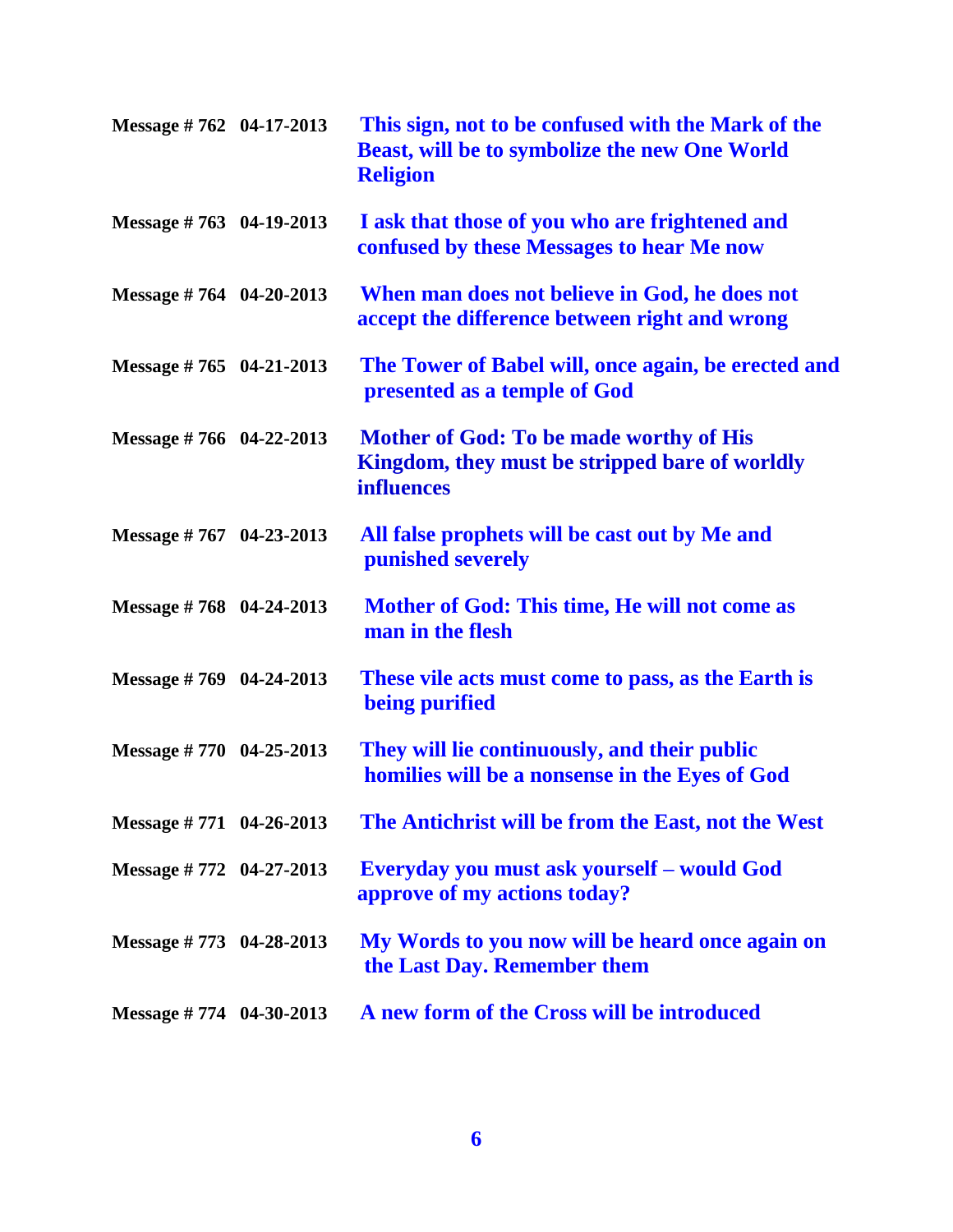| | | |
|---|---|---|
| **Message # 762** | **04-17-2013** | **This sign, not to be confused with the Mark of the Beast, will be to symbolize the new One World Religion** |
| **Message # 763** | **04-19-2013** | **I ask that those of you who are frightened and confused by these Messages to hear Me now** |
| **Message # 764** | **04-20-2013** | **When man does not believe in God, he does not accept the difference between right and wrong** |
| **Message # 765** | **04-21-2013** | **The Tower of Babel will, once again, be erected and presented as a temple of God** |
| **Message # 766** | **04-22-2013** | **Mother of God: To be made worthy of His Kingdom, they must be stripped bare of worldly influences** |
| **Message # 767** | **04-23-2013** | **All false prophets will be cast out by Me and punished severely** |
| **Message # 768** | **04-24-2013** | **Mother of God: This time, He will not come as man in the flesh** |
| **Message # 769** | **04-24-2013** | **These vile acts must come to pass, as the Earth is being purified** |
| **Message # 770** | **04-25-2013** | **They will lie continuously, and their public homilies will be a nonsense in the Eyes of God** |
| **Message # 771** | **04-26-2013** | **The Antichrist will be from the East, not the West** |
| **Message # 772** | **04-27-2013** | **Everyday you must ask yourself – would God approve of my actions today?** |
| **Message # 773** | **04-28-2013** | **My Words to you now will be heard once again on the Last Day. Remember them** |
| **Message # 774** | **04-30-2013** | **A new form of the Cross will be introduced** |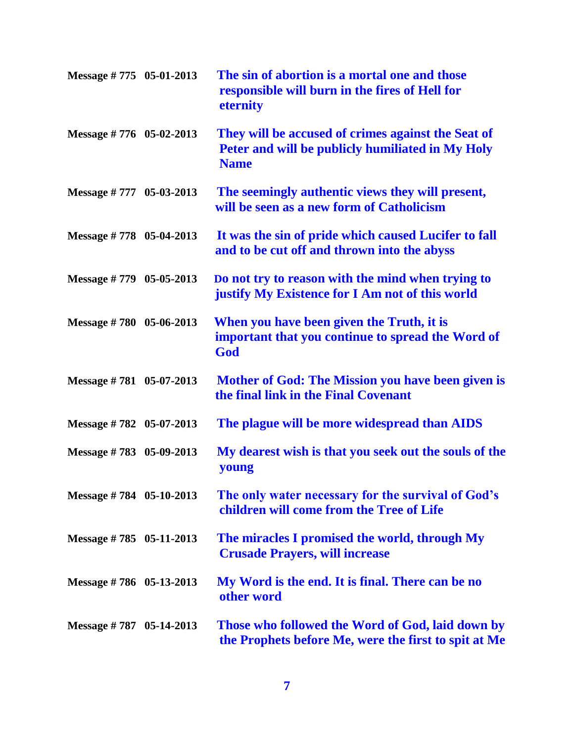| | | |
|---|---|---|
| **Message # 775** | **05-01-2013** | **The sin of abortion is a mortal one and those responsible will burn in the fires of Hell for eternity** |
| **Message # 776** | **05-02-2013** | **They will be accused of crimes against the Seat of Peter and will be publicly humiliated in My Holy Name** |
| **Message # 777** | **05-03-2013** | **The seemingly authentic views they will present, will be seen as a new form of Catholicism** |
| **Message # 778** | **05-04-2013** | **It was the sin of pride which caused Lucifer to fall and to be cut off and thrown into the abyss** |
| **Message # 779** | **05-05-2013** | **Do not try to reason with the mind when trying to justify My Existence for I Am not of this world** |
| **Message # 780** | **05-06-2013** | **When you have been given the Truth, it is important that you continue to spread the Word of God** |
| **Message # 781** | **05-07-2013** | **Mother of God: The Mission you have been given is the final link in the Final Covenant** |
| **Message # 782** | **05-07-2013** | **The plague will be more widespread than AIDS** |
| **Message # 783** | **05-09-2013** | **My dearest wish is that you seek out the souls of the young** |
| **Message # 784** | **05-10-2013** | **The only water necessary for the survival of God's children will come from the Tree of Life** |
| **Message # 785** | **05-11-2013** | **The miracles I promised the world, through My Crusade Prayers, will increase** |
| **Message # 786** | **05-13-2013** | **My Word is the end. It is final. There can be no other word** |
| **Message # 787** | **05-14-2013** | **Those who followed the Word of God, laid down by the Prophets before Me, were the first to spit at Me** |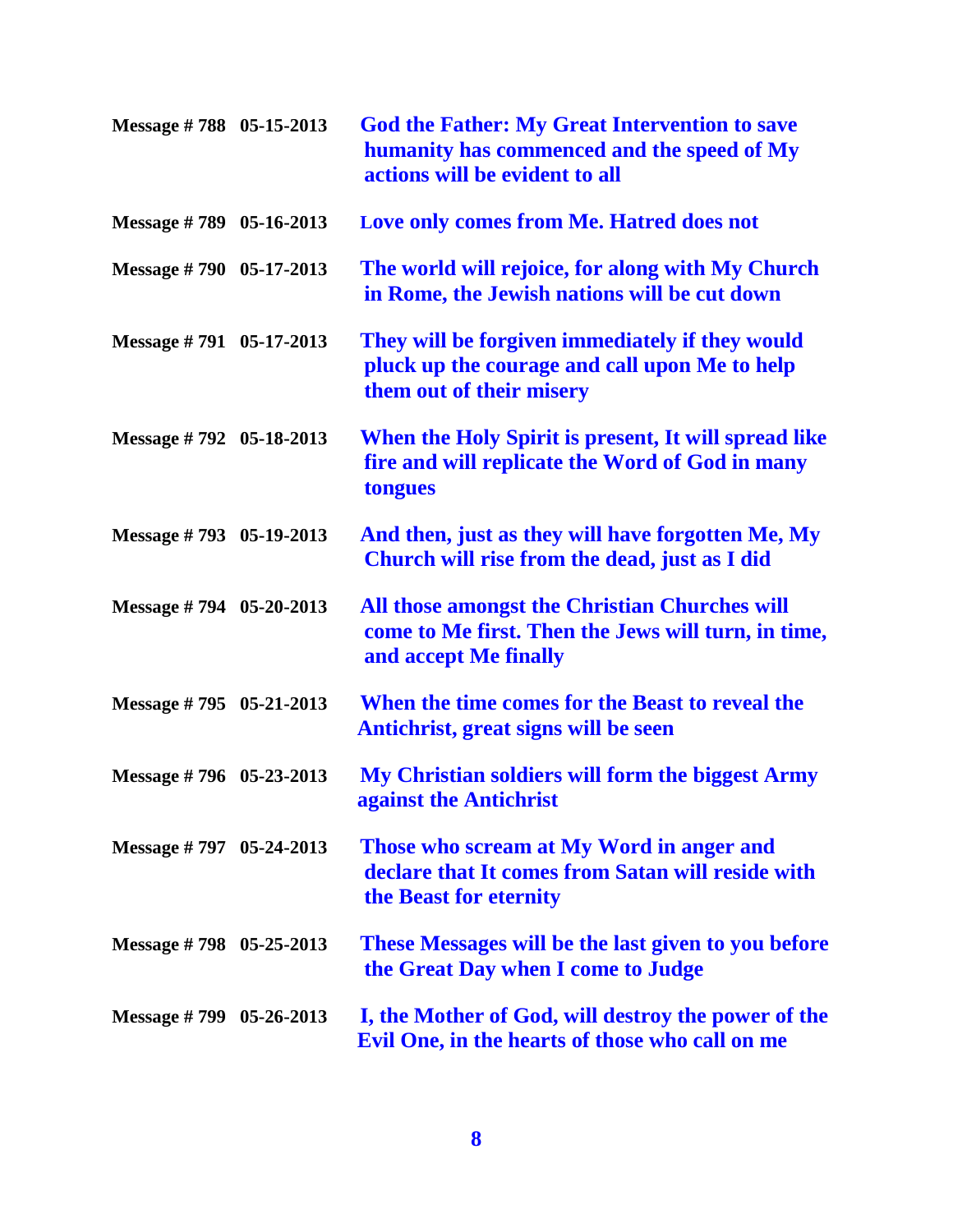**Message # 788 05-15-2013** **God the Father: My Great Intervention to save humanity has commenced and the speed of My actions will be evident to all**

**Message # 789 05-16-2013** **Love only comes from Me. Hatred does not**

**Message # 790 05-17-2013** **The world will rejoice, for along with My Church in Rome, the Jewish nations will be cut down**

**Message # 791 05-17-2013** **They will be forgiven immediately if they would pluck up the courage and call upon Me to help them out of their misery**

**Message # 792 05-18-2013** **When the Holy Spirit is present, It will spread like fire and will replicate the Word of God in many tongues**

**Message # 793 05-19-2013** **And then, just as they will have forgotten Me, My Church will rise from the dead, just as I did**

**Message # 794 05-20-2013** **All those amongst the Christian Churches will come to Me first. Then the Jews will turn, in time, and accept Me finally**

**Message # 795 05-21-2013** **When the time comes for the Beast to reveal the Antichrist, great signs will be seen**

**Message # 796 05-23-2013** **My Christian soldiers will form the biggest Army against the Antichrist**

**Message # 797 05-24-2013** **Those who scream at My Word in anger and declare that It comes from Satan will reside with the Beast for eternity**

**Message # 798 05-25-2013** **These Messages will be the last given to you before the Great Day when I come to Judge**

**Message # 799 05-26-2013** **I, the Mother of God, will destroy the power of the Evil One, in the hearts of those who call on me**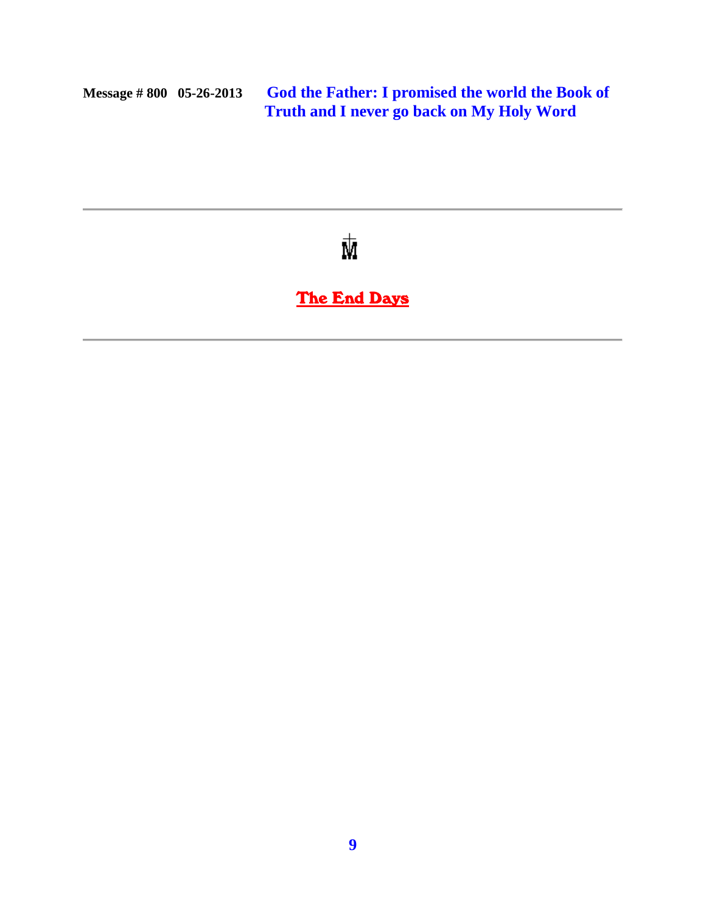**Message # 800 05-26-2013** **God the Father: I promised the world the Book of Truth and I never go back on My Holy Word**

---

M̈

**The End Days**

---